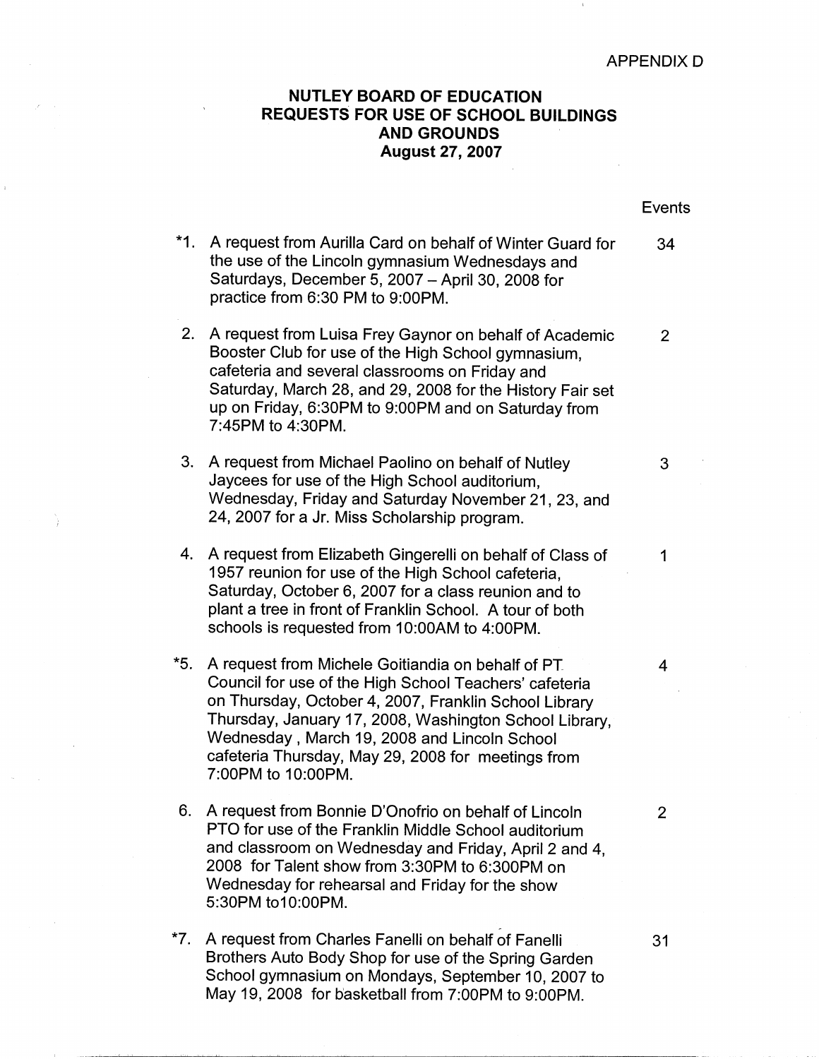APPENDIX D

# NUTLEY BOARD OF EDUCATION
## REQUESTS FOR USE OF SCHOOL BUILDINGS AND GROUNDS
### August 27, 2007

| | Request | Events |
|---|---|---|
| *1. | A request from Aurilla Card on behalf of Winter Guard for the use of the Lincoln gymnasium Wednesdays and Saturdays, December 5, 2007 – April 30, 2008 for practice from 6:30 PM to 9:00PM. | 34 |
| 2. | A request from Luisa Frey Gaynor on behalf of Academic Booster Club for use of the High School gymnasium, cafeteria and several classrooms on Friday and Saturday, March 28, and 29, 2008 for the History Fair set up on Friday, 6:30PM to 9:00PM and on Saturday from 7:45PM to 4:30PM. | 2 |
| 3. | A request from Michael Paolino on behalf of Nutley Jaycees for use of the High School auditorium, Wednesday, Friday and Saturday November 21, 23, and 24, 2007 for a Jr. Miss Scholarship program. | 3 |
| 4. | A request from Elizabeth Gingerelli on behalf of Class of 1957 reunion for use of the High School cafeteria, Saturday, October 6, 2007 for a class reunion and to plant a tree in front of Franklin School. A tour of both schools is requested from 10:00AM to 4:00PM. | 1 |
| *5. | A request from Michele Goitiandia on behalf of PT Council for use of the High School Teachers' cafeteria on Thursday, October 4, 2007, Franklin School Library Thursday, January 17, 2008, Washington School Library, Wednesday , March 19, 2008 and Lincoln School cafeteria Thursday, May 29, 2008 for meetings from 7:00PM to 10:00PM. | 4 |
| 6. | A request from Bonnie D'Onofrio on behalf of Lincoln PTO for use of the Franklin Middle School auditorium and classroom on Wednesday and Friday, April 2 and 4, 2008 for Talent show from 3:30PM to 6:300PM on Wednesday for rehearsal and Friday for the show 5:30PM to10:00PM. | 2 |
| *7. | A request from Charles Fanelli on behalf of Fanelli Brothers Auto Body Shop for use of the Spring Garden School gymnasium on Mondays, September 10, 2007 to May 19, 2008 for basketball from 7:00PM to 9:00PM. | 31 |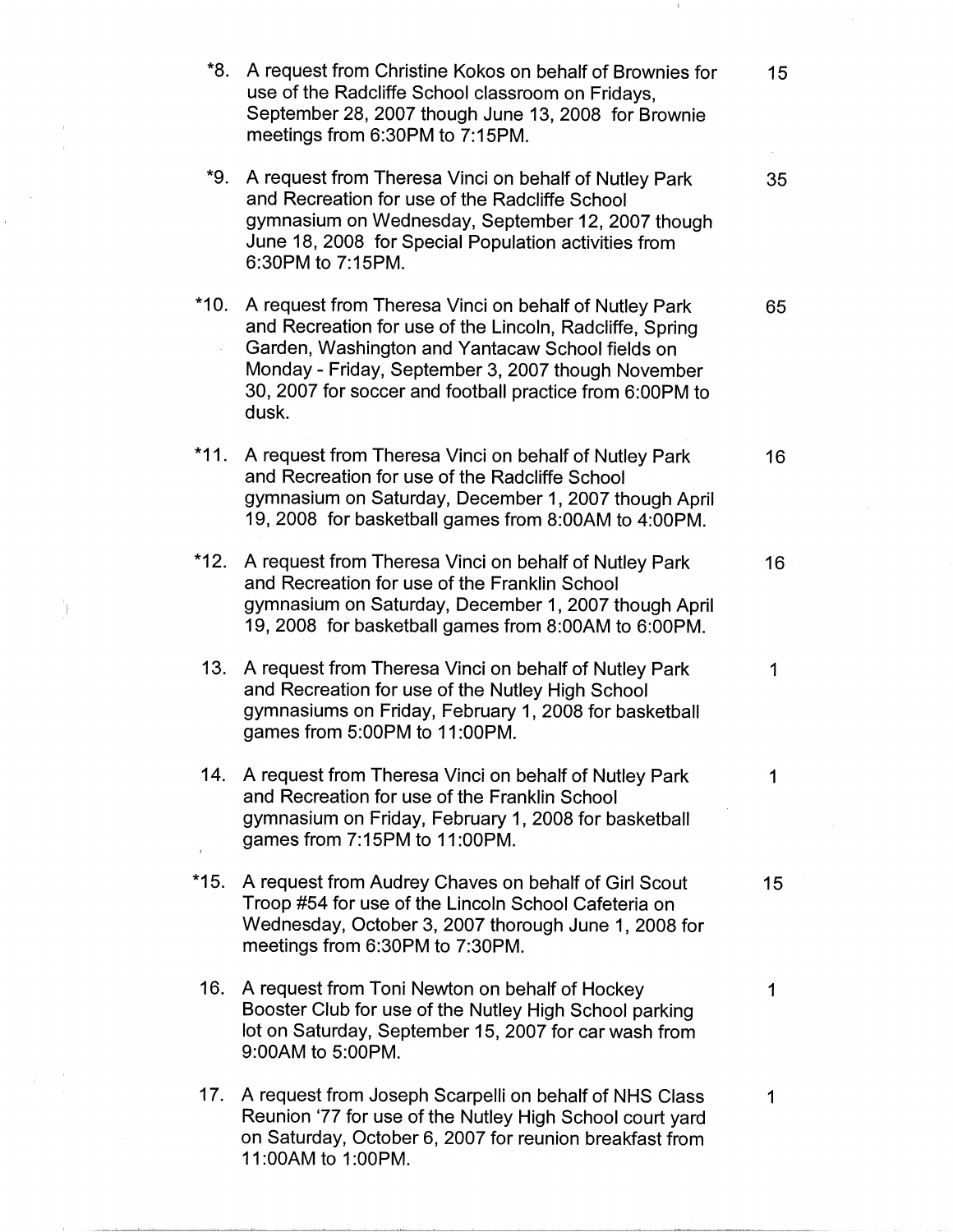| | | |
|---|---|---|
| *8. | A request from Christine Kokos on behalf of Brownies for use of the Radcliffe School classroom on Fridays, September 28, 2007 though June 13, 2008 for Brownie meetings from 6:30PM to 7:15PM. | 15 |
| *9. | A request from Theresa Vinci on behalf of Nutley Park and Recreation for use of the Radcliffe School gymnasium on Wednesday, September 12, 2007 though June 18, 2008 for Special Population activities from 6:30PM to 7:15PM. | 35 |
| *10. | A request from Theresa Vinci on behalf of Nutley Park and Recreation for use of the Lincoln, Radcliffe, Spring Garden, Washington and Yantacaw School fields on Monday - Friday, September 3, 2007 though November 30, 2007 for soccer and football practice from 6:00PM to dusk. | 65 |
| *11. | A request from Theresa Vinci on behalf of Nutley Park and Recreation for use of the Radcliffe School gymnasium on Saturday, December 1, 2007 though April 19, 2008 for basketball games from 8:00AM to 4:00PM. | 16 |
| *12. | A request from Theresa Vinci on behalf of Nutley Park and Recreation for use of the Franklin School gymnasium on Saturday, December 1, 2007 though April 19, 2008 for basketball games from 8:00AM to 6:00PM. | 16 |
| 13. | A request from Theresa Vinci on behalf of Nutley Park and Recreation for use of the Nutley High School gymnasiums on Friday, February 1, 2008 for basketball games from 5:00PM to 11:00PM. | 1 |
| 14. | A request from Theresa Vinci on behalf of Nutley Park and Recreation for use of the Franklin School gymnasium on Friday, February 1, 2008 for basketball games from 7:15PM to 11:00PM. | 1 |
| *15. | A request from Audrey Chaves on behalf of Girl Scout Troop #54 for use of the Lincoln School Cafeteria on Wednesday, October 3, 2007 thorough June 1, 2008 for meetings from 6:30PM to 7:30PM. | 15 |
| 16. | A request from Toni Newton on behalf of Hockey Booster Club for use of the Nutley High School parking lot on Saturday, September 15, 2007 for car wash from 9:00AM to 5:00PM. | 1 |
| 17. | A request from Joseph Scarpelli on behalf of NHS Class Reunion '77 for use of the Nutley High School court yard on Saturday, October 6, 2007 for reunion breakfast from 11:00AM to 1:00PM. | 1 |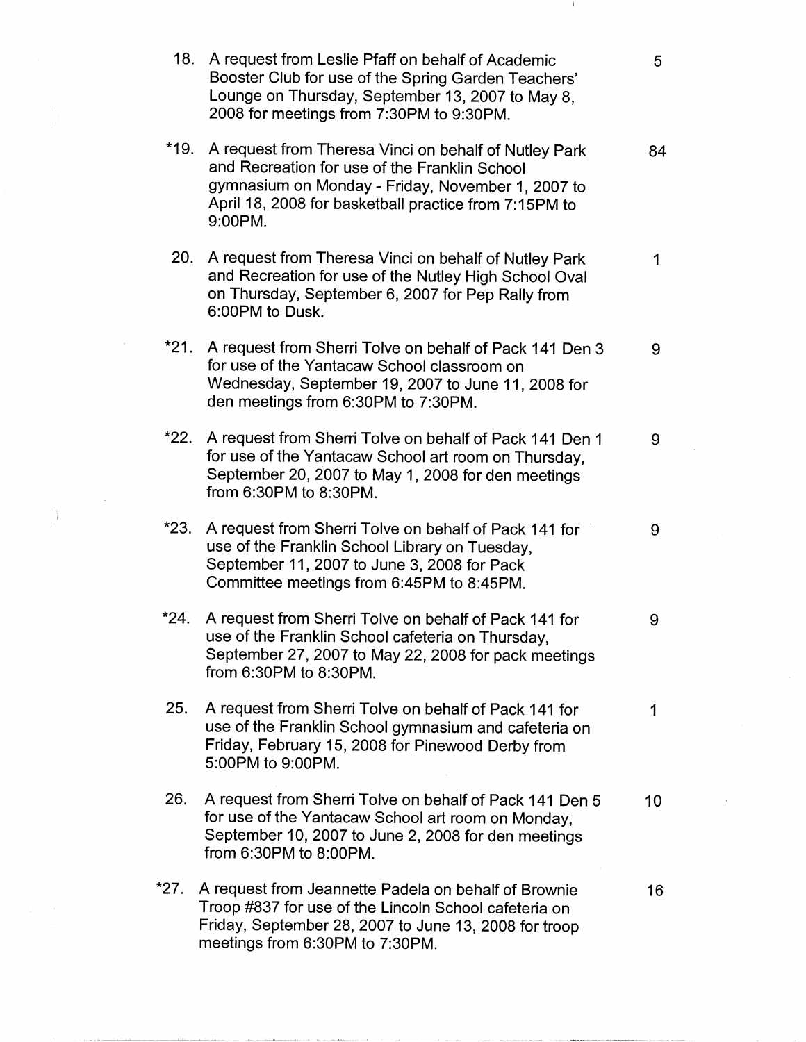| | | |
|---|---|---|
| 18. | A request from Leslie Pfaff on behalf of Academic Booster Club for use of the Spring Garden Teachers' Lounge on Thursday, September 13, 2007 to May 8, 2008 for meetings from 7:30PM to 9:30PM. | 5 |
| *19. | A request from Theresa Vinci on behalf of Nutley Park and Recreation for use of the Franklin School gymnasium on Monday - Friday, November 1, 2007 to April 18, 2008 for basketball practice from 7:15PM to 9:00PM. | 84 |
| 20. | A request from Theresa Vinci on behalf of Nutley Park and Recreation for use of the Nutley High School Oval on Thursday, September 6, 2007 for Pep Rally from 6:00PM to Dusk. | 1 |
| *21. | A request from Sherri Tolve on behalf of Pack 141 Den 3 for use of the Yantacaw School classroom on Wednesday, September 19, 2007 to June 11, 2008 for den meetings from 6:30PM to 7:30PM. | 9 |
| *22. | A request from Sherri Tolve on behalf of Pack 141 Den 1 for use of the Yantacaw School art room on Thursday, September 20, 2007 to May 1, 2008 for den meetings from 6:30PM to 8:30PM. | 9 |
| *23. | A request from Sherri Tolve on behalf of Pack 141 for use of the Franklin School Library on Tuesday, September 11, 2007 to June 3, 2008 for Pack Committee meetings from 6:45PM to 8:45PM. | 9 |
| *24. | A request from Sherri Tolve on behalf of Pack 141 for use of the Franklin School cafeteria on Thursday, September 27, 2007 to May 22, 2008 for pack meetings from 6:30PM to 8:30PM. | 9 |
| 25. | A request from Sherri Tolve on behalf of Pack 141 for use of the Franklin School gymnasium and cafeteria on Friday, February 15, 2008 for Pinewood Derby from 5:00PM to 9:00PM. | 1 |
| 26. | A request from Sherri Tolve on behalf of Pack 141 Den 5 for use of the Yantacaw School art room on Monday, September 10, 2007 to June 2, 2008 for den meetings from 6:30PM to 8:00PM. | 10 |
| *27. | A request from Jeannette Padela on behalf of Brownie Troop #837 for use of the Lincoln School cafeteria on Friday, September 28, 2007 to June 13, 2008 for troop meetings from 6:30PM to 7:30PM. | 16 |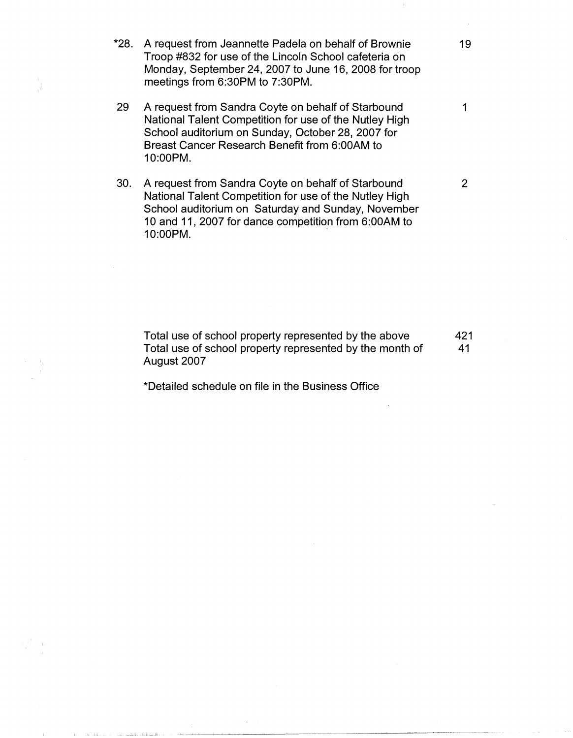| | | |
|---|---|---|
| *28. | A request from Jeannette Padela on behalf of Brownie Troop #832 for use of the Lincoln School cafeteria on Monday, September 24, 2007 to June 16, 2008 for troop meetings from 6:30PM to 7:30PM. | 19 |
| 29 | A request from Sandra Coyte on behalf of Starbound National Talent Competition for use of the Nutley High School auditorium on Sunday, October 28, 2007 for Breast Cancer Research Benefit from 6:00AM to 10:00PM. | 1 |
| 30. | A request from Sandra Coyte on behalf of Starbound National Talent Competition for use of the Nutley High School auditorium on Saturday and Sunday, November 10 and 11, 2007 for dance competition from 6:00AM to 10:00PM. | 2 |

| | |
|---|---|
| Total use of school property represented by the above | 421 |
| Total use of school property represented by the month of August 2007 | 41 |

*Detailed schedule on file in the Business Office